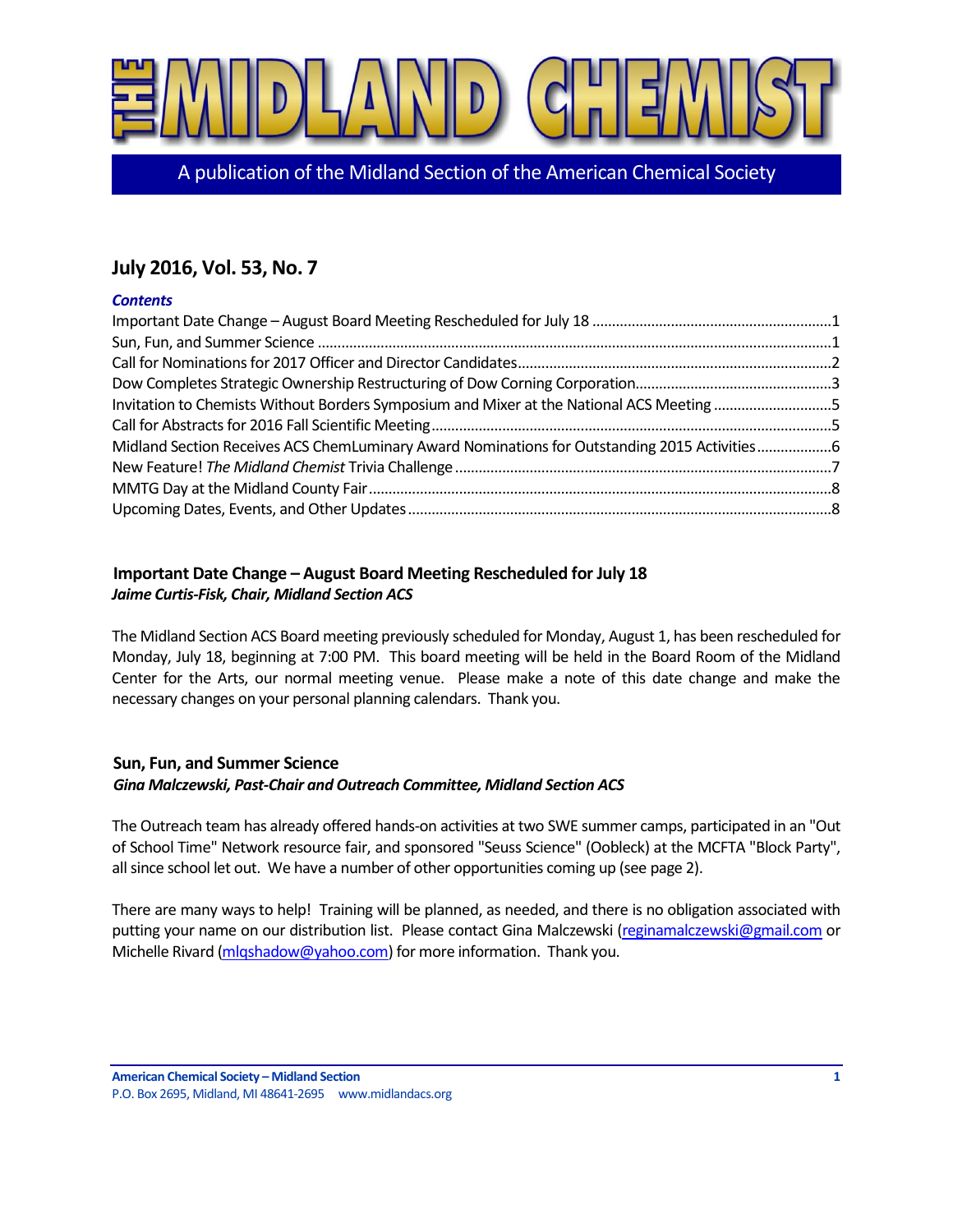# THE MIDLAND CHEMIST

A publication of the Midland Section of the American Chemical Society

## July 2016, Vol. 53, No. 7

### *Contents*

Important Date Change – August Board Meeting Rescheduled for July 18 ....................1
Sun, Fun, and Summer Science ....................1
Call for Nominations for 2017 Officer and Director Candidates....................2
Dow Completes Strategic Ownership Restructuring of Dow Corning Corporation....................3
Invitation to Chemists Without Borders Symposium and Mixer at the National ACS Meeting ....................5
Call for Abstracts for 2016 Fall Scientific Meeting....................5
Midland Section Receives ACS ChemLuminary Award Nominations for Outstanding 2015 Activities....................6
New Feature! *The Midland Chemist* Trivia Challenge ....................7
MMTG Day at the Midland County Fair....................8
Upcoming Dates, Events, and Other Updates....................8

### Important Date Change – August Board Meeting Rescheduled for July 18

***Jaime Curtis-Fisk, Chair, Midland Section ACS***

The Midland Section ACS Board meeting previously scheduled for Monday, August 1, has been rescheduled for Monday, July 18, beginning at 7:00 PM. This board meeting will be held in the Board Room of the Midland Center for the Arts, our normal meeting venue. Please make a note of this date change and make the necessary changes on your personal planning calendars. Thank you.

### Sun, Fun, and Summer Science

***Gina Malczewski, Past-Chair and Outreach Committee, Midland Section ACS***

The Outreach team has already offered hands-on activities at two SWE summer camps, participated in an "Out of School Time" Network resource fair, and sponsored "Seuss Science" (Oobleck) at the MCFTA "Block Party", all since school let out. We have a number of other opportunities coming up (see page 2).

There are many ways to help! Training will be planned, as needed, and there is no obligation associated with putting your name on our distribution list. Please contact Gina Malczewski (reginamalczewski@gmail.com or Michelle Rivard (mlqshadow@yahoo.com) for more information. Thank you.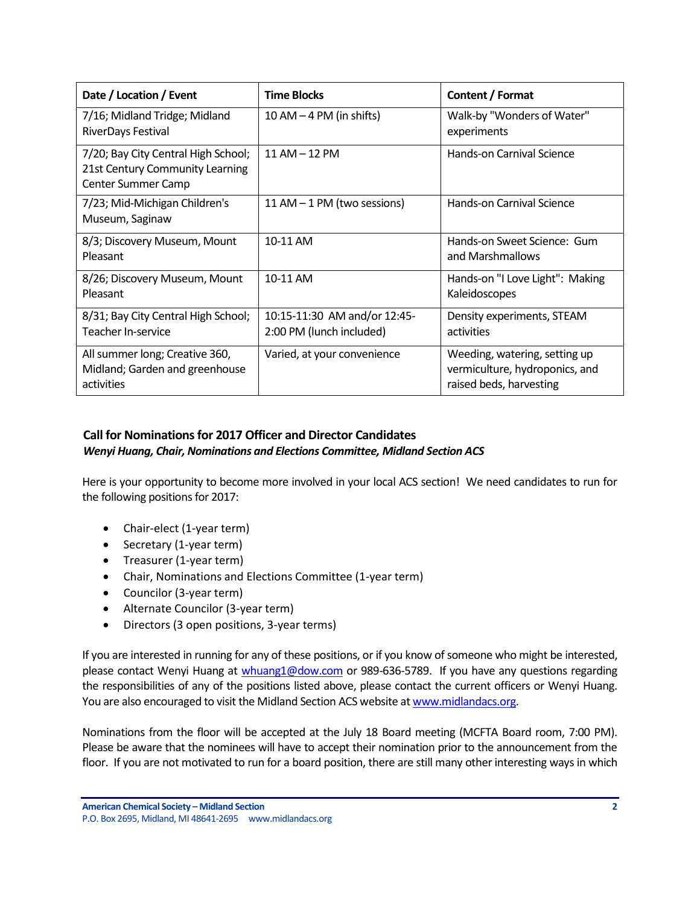| Date / Location / Event | Time Blocks | Content / Format |
|---|---|---|
| 7/16; Midland Tridge; Midland RiverDays Festival | 10 AM – 4 PM (in shifts) | Walk-by "Wonders of Water" experiments |
| 7/20; Bay City Central High School; 21st Century Community Learning Center Summer Camp | 11 AM – 12 PM | Hands-on Carnival Science |
| 7/23; Mid-Michigan Children's Museum, Saginaw | 11 AM – 1 PM (two sessions) | Hands-on Carnival Science |
| 8/3; Discovery Museum, Mount Pleasant | 10-11 AM | Hands-on Sweet Science: Gum and Marshmallows |
| 8/26; Discovery Museum, Mount Pleasant | 10-11 AM | Hands-on "I Love Light": Making Kaleidoscopes |
| 8/31; Bay City Central High School; Teacher In-service | 10:15-11:30 AM and/or 12:45-2:00 PM (lunch included) | Density experiments, STEAM activities |
| All summer long; Creative 360, Midland; Garden and greenhouse activities | Varied, at your convenience | Weeding, watering, setting up vermiculture, hydroponics, and raised beds, harvesting |

## Call for Nominations for 2017 Officer and Director Candidates

***Wenyi Huang, Chair, Nominations and Elections Committee, Midland Section ACS***

Here is your opportunity to become more involved in your local ACS section! We need candidates to run for the following positions for 2017:

- Chair-elect (1-year term)
- Secretary (1-year term)
- Treasurer (1-year term)
- Chair, Nominations and Elections Committee (1-year term)
- Councilor (3-year term)
- Alternate Councilor (3-year term)
- Directors (3 open positions, 3-year terms)

If you are interested in running for any of these positions, or if you know of someone who might be interested, please contact Wenyi Huang at whuang1@dow.com or 989-636-5789. If you have any questions regarding the responsibilities of any of the positions listed above, please contact the current officers or Wenyi Huang. You are also encouraged to visit the Midland Section ACS website at www.midlandacs.org.

Nominations from the floor will be accepted at the July 18 Board meeting (MCFTA Board room, 7:00 PM). Please be aware that the nominees will have to accept their nomination prior to the announcement from the floor. If you are not motivated to run for a board position, there are still many other interesting ways in which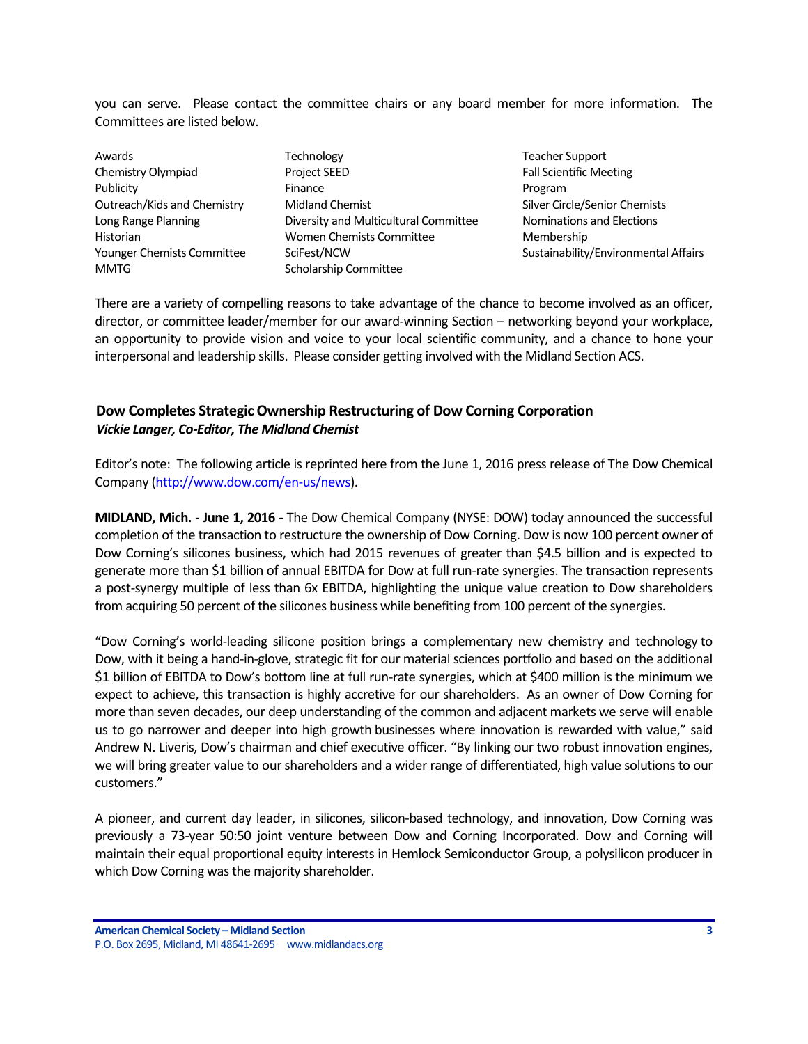you can serve. Please contact the committee chairs or any board member for more information. The Committees are listed below.

| | | |
|---|---|---|
| Awards | Technology | Teacher Support |
| Chemistry Olympiad | Project SEED | Fall Scientific Meeting |
| Publicity | Finance | Program |
| Outreach/Kids and Chemistry | Midland Chemist | Silver Circle/Senior Chemists |
| Long Range Planning | Diversity and Multicultural Committee | Nominations and Elections |
| Historian | Women Chemists Committee | Membership |
| Younger Chemists Committee | SciFest/NCW | Sustainability/Environmental Affairs |
| MMTG | Scholarship Committee | |

There are a variety of compelling reasons to take advantage of the chance to become involved as an officer, director, or committee leader/member for our award-winning Section – networking beyond your workplace, an opportunity to provide vision and voice to your local scientific community, and a chance to hone your interpersonal and leadership skills. Please consider getting involved with the Midland Section ACS.

### Dow Completes Strategic Ownership Restructuring of Dow Corning Corporation

***Vickie Langer, Co-Editor, The Midland Chemist***

Editor's note: The following article is reprinted here from the June 1, 2016 press release of The Dow Chemical Company (http://www.dow.com/en-us/news).

**MIDLAND, Mich. - June 1, 2016 -** The Dow Chemical Company (NYSE: DOW) today announced the successful completion of the transaction to restructure the ownership of Dow Corning. Dow is now 100 percent owner of Dow Corning's silicones business, which had 2015 revenues of greater than $4.5 billion and is expected to generate more than $1 billion of annual EBITDA for Dow at full run-rate synergies. The transaction represents a post-synergy multiple of less than 6x EBITDA, highlighting the unique value creation to Dow shareholders from acquiring 50 percent of the silicones business while benefiting from 100 percent of the synergies.

"Dow Corning's world-leading silicone position brings a complementary new chemistry and technology to Dow, with it being a hand-in-glove, strategic fit for our material sciences portfolio and based on the additional $1 billion of EBITDA to Dow's bottom line at full run-rate synergies, which at $400 million is the minimum we expect to achieve, this transaction is highly accretive for our shareholders. As an owner of Dow Corning for more than seven decades, our deep understanding of the common and adjacent markets we serve will enable us to go narrower and deeper into high growth businesses where innovation is rewarded with value," said Andrew N. Liveris, Dow's chairman and chief executive officer. "By linking our two robust innovation engines, we will bring greater value to our shareholders and a wider range of differentiated, high value solutions to our customers."

A pioneer, and current day leader, in silicones, silicon-based technology, and innovation, Dow Corning was previously a 73-year 50:50 joint venture between Dow and Corning Incorporated. Dow and Corning will maintain their equal proportional equity interests in Hemlock Semiconductor Group, a polysilicon producer in which Dow Corning was the majority shareholder.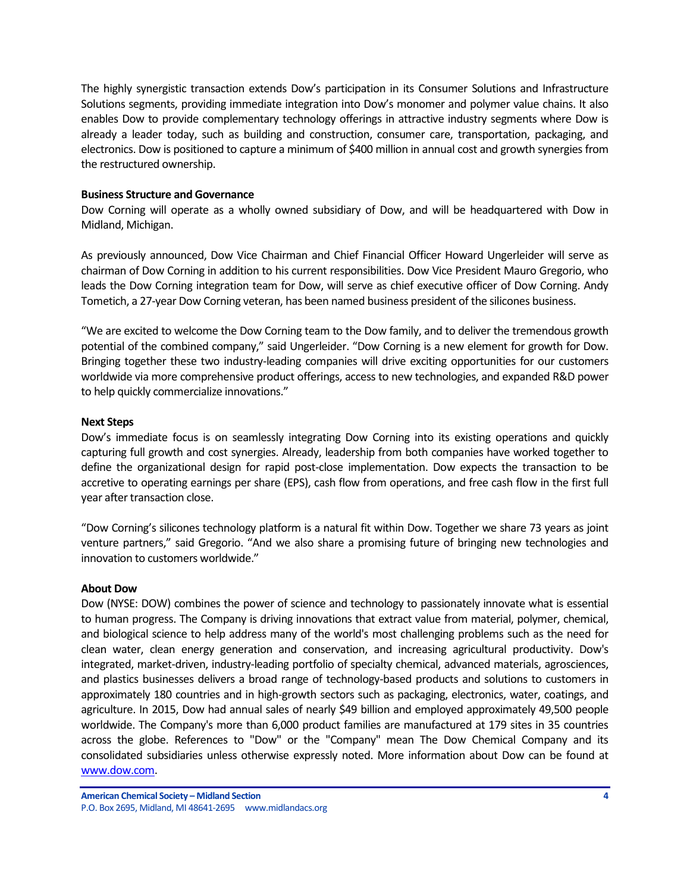The highly synergistic transaction extends Dow's participation in its Consumer Solutions and Infrastructure Solutions segments, providing immediate integration into Dow's monomer and polymer value chains. It also enables Dow to provide complementary technology offerings in attractive industry segments where Dow is already a leader today, such as building and construction, consumer care, transportation, packaging, and electronics. Dow is positioned to capture a minimum of $400 million in annual cost and growth synergies from the restructured ownership.

**Business Structure and Governance**

Dow Corning will operate as a wholly owned subsidiary of Dow, and will be headquartered with Dow in Midland, Michigan.

As previously announced, Dow Vice Chairman and Chief Financial Officer Howard Ungerleider will serve as chairman of Dow Corning in addition to his current responsibilities. Dow Vice President Mauro Gregorio, who leads the Dow Corning integration team for Dow, will serve as chief executive officer of Dow Corning. Andy Tometich, a 27-year Dow Corning veteran, has been named business president of the silicones business.

"We are excited to welcome the Dow Corning team to the Dow family, and to deliver the tremendous growth potential of the combined company," said Ungerleider. "Dow Corning is a new element for growth for Dow. Bringing together these two industry-leading companies will drive exciting opportunities for our customers worldwide via more comprehensive product offerings, access to new technologies, and expanded R&D power to help quickly commercialize innovations."

**Next Steps**

Dow's immediate focus is on seamlessly integrating Dow Corning into its existing operations and quickly capturing full growth and cost synergies. Already, leadership from both companies have worked together to define the organizational design for rapid post-close implementation. Dow expects the transaction to be accretive to operating earnings per share (EPS), cash flow from operations, and free cash flow in the first full year after transaction close.

"Dow Corning's silicones technology platform is a natural fit within Dow. Together we share 73 years as joint venture partners," said Gregorio. "And we also share a promising future of bringing new technologies and innovation to customers worldwide."

**About Dow**

Dow (NYSE: DOW) combines the power of science and technology to passionately innovate what is essential to human progress. The Company is driving innovations that extract value from material, polymer, chemical, and biological science to help address many of the world's most challenging problems such as the need for clean water, clean energy generation and conservation, and increasing agricultural productivity. Dow's integrated, market-driven, industry-leading portfolio of specialty chemical, advanced materials, agrosciences, and plastics businesses delivers a broad range of technology-based products and solutions to customers in approximately 180 countries and in high-growth sectors such as packaging, electronics, water, coatings, and agriculture. In 2015, Dow had annual sales of nearly $49 billion and employed approximately 49,500 people worldwide. The Company's more than 6,000 product families are manufactured at 179 sites in 35 countries across the globe. References to "Dow" or the "Company" mean The Dow Chemical Company and its consolidated subsidiaries unless otherwise expressly noted. More information about Dow can be found at www.dow.com.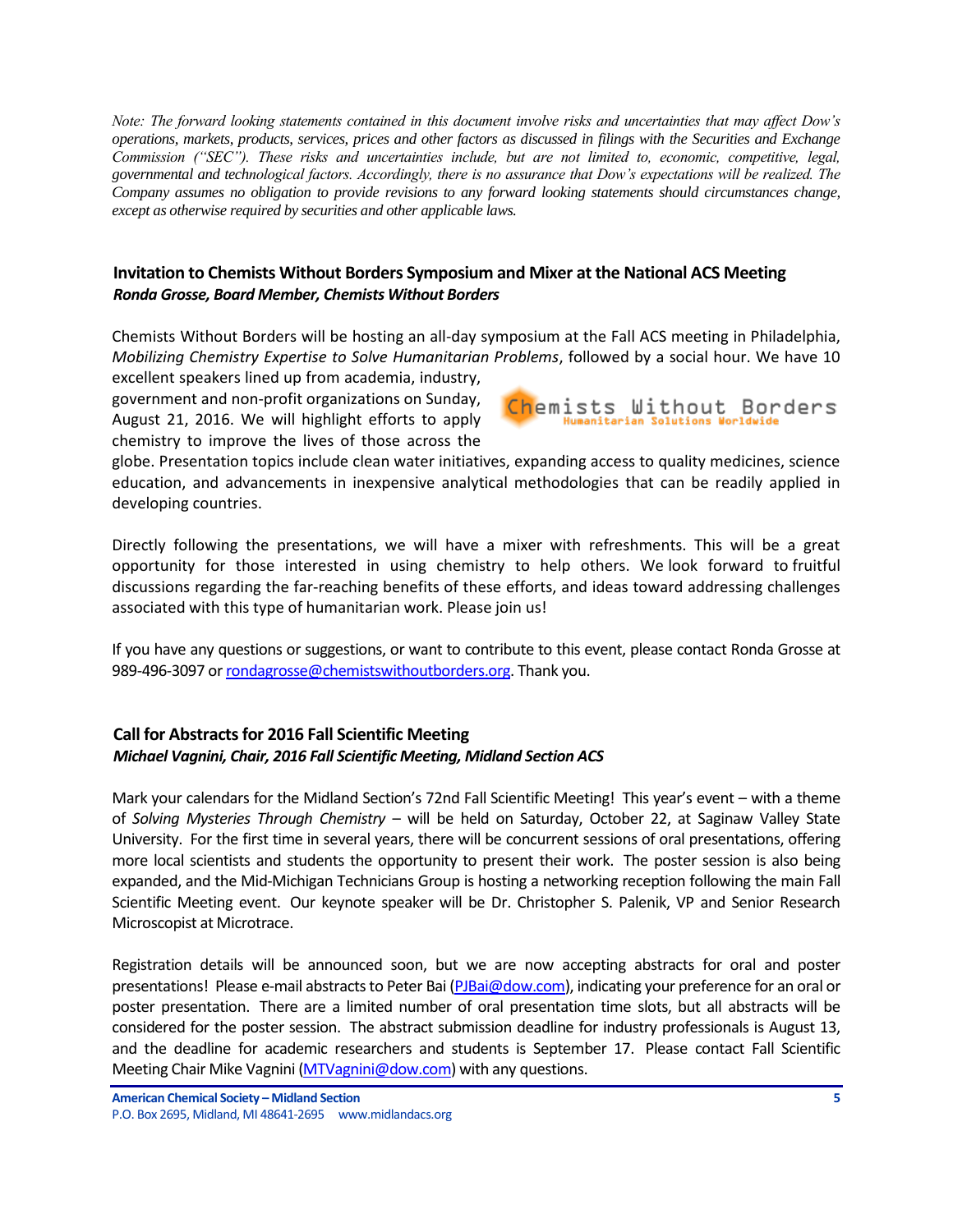*Note: The forward looking statements contained in this document involve risks and uncertainties that may affect Dow's operations, markets, products, services, prices and other factors as discussed in filings with the Securities and Exchange Commission ("SEC"). These risks and uncertainties include, but are not limited to, economic, competitive, legal, governmental and technological factors. Accordingly, there is no assurance that Dow's expectations will be realized. The Company assumes no obligation to provide revisions to any forward looking statements should circumstances change, except as otherwise required by securities and other applicable laws.*

### Invitation to Chemists Without Borders Symposium and Mixer at the National ACS Meeting

***Ronda Grosse, Board Member, Chemists Without Borders***

Chemists Without Borders will be hosting an all-day symposium at the Fall ACS meeting in Philadelphia, *Mobilizing Chemistry Expertise to Solve Humanitarian Problems*, followed by a social hour. We have 10 excellent speakers lined up from academia, industry, government and non-profit organizations on Sunday, August 21, 2016. We will highlight efforts to apply chemistry to improve the lives of those across the globe. Presentation topics include clean water initiatives, expanding access to quality medicines, science education, and advancements in inexpensive analytical methodologies that can be readily applied in developing countries.

Directly following the presentations, we will have a mixer with refreshments. This will be a great opportunity for those interested in using chemistry to help others. We look forward to fruitful discussions regarding the far-reaching benefits of these efforts, and ideas toward addressing challenges associated with this type of humanitarian work. Please join us!

If you have any questions or suggestions, or want to contribute to this event, please contact Ronda Grosse at 989-496-3097 or rondagrosse@chemistswithoutborders.org. Thank you.

### Call for Abstracts for 2016 Fall Scientific Meeting

***Michael Vagnini, Chair, 2016 Fall Scientific Meeting, Midland Section ACS***

Mark your calendars for the Midland Section's 72nd Fall Scientific Meeting! This year's event – with a theme of *Solving Mysteries Through Chemistry* – will be held on Saturday, October 22, at Saginaw Valley State University. For the first time in several years, there will be concurrent sessions of oral presentations, offering more local scientists and students the opportunity to present their work. The poster session is also being expanded, and the Mid-Michigan Technicians Group is hosting a networking reception following the main Fall Scientific Meeting event. Our keynote speaker will be Dr. Christopher S. Palenik, VP and Senior Research Microscopist at Microtrace.

Registration details will be announced soon, but we are now accepting abstracts for oral and poster presentations! Please e-mail abstracts to Peter Bai (PJBai@dow.com), indicating your preference for an oral or poster presentation. There are a limited number of oral presentation time slots, but all abstracts will be considered for the poster session. The abstract submission deadline for industry professionals is August 13, and the deadline for academic researchers and students is September 17. Please contact Fall Scientific Meeting Chair Mike Vagnini (MTVagnini@dow.com) with any questions.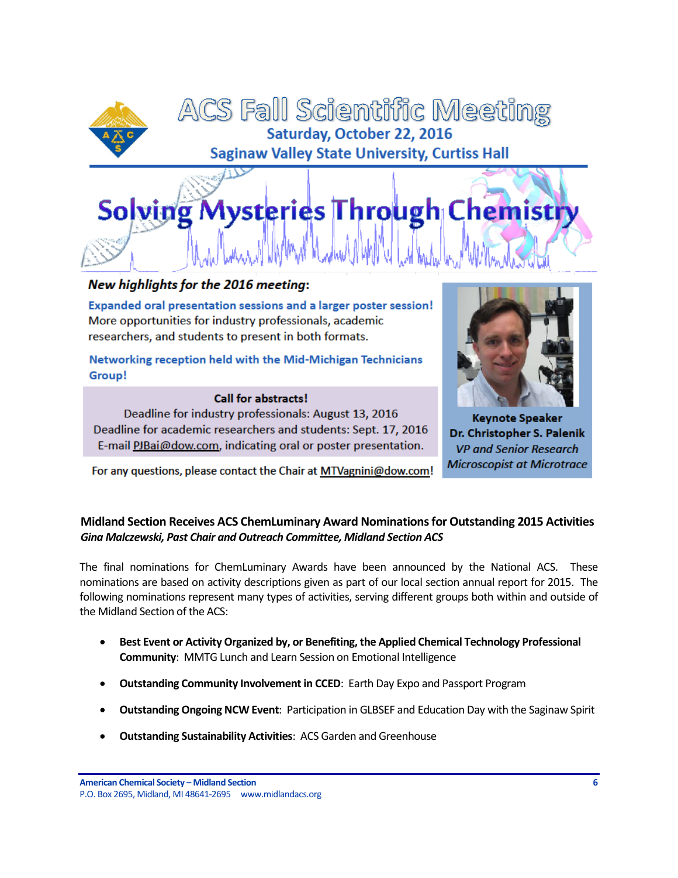# ACS Fall Scientific Meeting

**Saturday, October 22, 2016**

**Saginaw Valley State University, Curtiss Hall**

## Solving Mysteries Through Chemistry

***New highlights for the 2016 meeting*:**

**Expanded oral presentation sessions and a larger poster session!**
More opportunities for industry professionals, academic researchers, and students to present in both formats.

**Networking reception held with the Mid-Michigan Technicians Group!**

**Call for abstracts!**
Deadline for industry professionals: August 13, 2016
Deadline for academic researchers and students: Sept. 17, 2016
E-mail PJBai@dow.com, indicating oral or poster presentation.

For any questions, please contact the Chair at MTVagnini@dow.com!

**Keynote Speaker**
**Dr. Christopher S. Palenik**
*VP and Senior Research Microscopist at Microtrace*

### Midland Section Receives ACS ChemLuminary Award Nominations for Outstanding 2015 Activities

***Gina Malczewski, Past Chair and Outreach Committee, Midland Section ACS***

The final nominations for ChemLuminary Awards have been announced by the National ACS. These nominations are based on activity descriptions given as part of our local section annual report for 2015. The following nominations represent many types of activities, serving different groups both within and outside of the Midland Section of the ACS:

- **Best Event or Activity Organized by, or Benefiting, the Applied Chemical Technology Professional Community**: MMTG Lunch and Learn Session on Emotional Intelligence
- **Outstanding Community Involvement in CCED**: Earth Day Expo and Passport Program
- **Outstanding Ongoing NCW Event**: Participation in GLBSEF and Education Day with the Saginaw Spirit
- **Outstanding Sustainability Activities**: ACS Garden and Greenhouse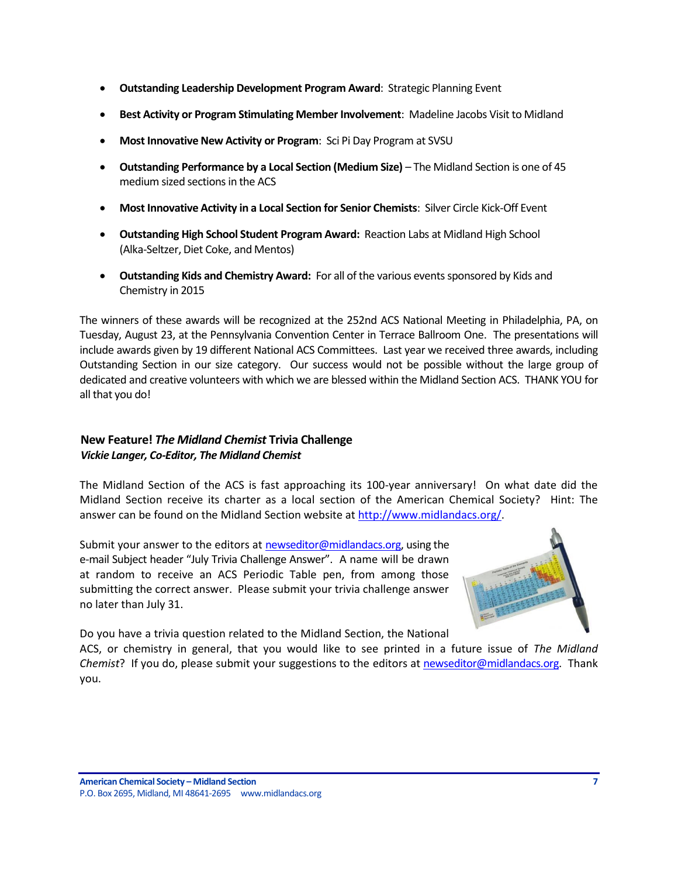- **Outstanding Leadership Development Program Award**: Strategic Planning Event
- **Best Activity or Program Stimulating Member Involvement**: Madeline Jacobs Visit to Midland
- **Most Innovative New Activity or Program**: Sci Pi Day Program at SVSU
- **Outstanding Performance by a Local Section (Medium Size)** – The Midland Section is one of 45 medium sized sections in the ACS
- **Most Innovative Activity in a Local Section for Senior Chemists**: Silver Circle Kick-Off Event
- **Outstanding High School Student Program Award:** Reaction Labs at Midland High School (Alka-Seltzer, Diet Coke, and Mentos)
- **Outstanding Kids and Chemistry Award:** For all of the various events sponsored by Kids and Chemistry in 2015

The winners of these awards will be recognized at the 252nd ACS National Meeting in Philadelphia, PA, on Tuesday, August 23, at the Pennsylvania Convention Center in Terrace Ballroom One. The presentations will include awards given by 19 different National ACS Committees. Last year we received three awards, including Outstanding Section in our size category. Our success would not be possible without the large group of dedicated and creative volunteers with which we are blessed within the Midland Section ACS. THANK YOU for all that you do!

## New Feature! *The Midland Chemist* Trivia Challenge

***Vickie Langer, Co-Editor, The Midland Chemist***

The Midland Section of the ACS is fast approaching its 100-year anniversary! On what date did the Midland Section receive its charter as a local section of the American Chemical Society? Hint: The answer can be found on the Midland Section website at http://www.midlandacs.org/.

Submit your answer to the editors at newseditor@midlandacs.org, using the e-mail Subject header "July Trivia Challenge Answer". A name will be drawn at random to receive an ACS Periodic Table pen, from among those submitting the correct answer. Please submit your trivia challenge answer no later than July 31.

Do you have a trivia question related to the Midland Section, the National ACS, or chemistry in general, that you would like to see printed in a future issue of *The Midland Chemist*? If you do, please submit your suggestions to the editors at newseditor@midlandacs.org. Thank you.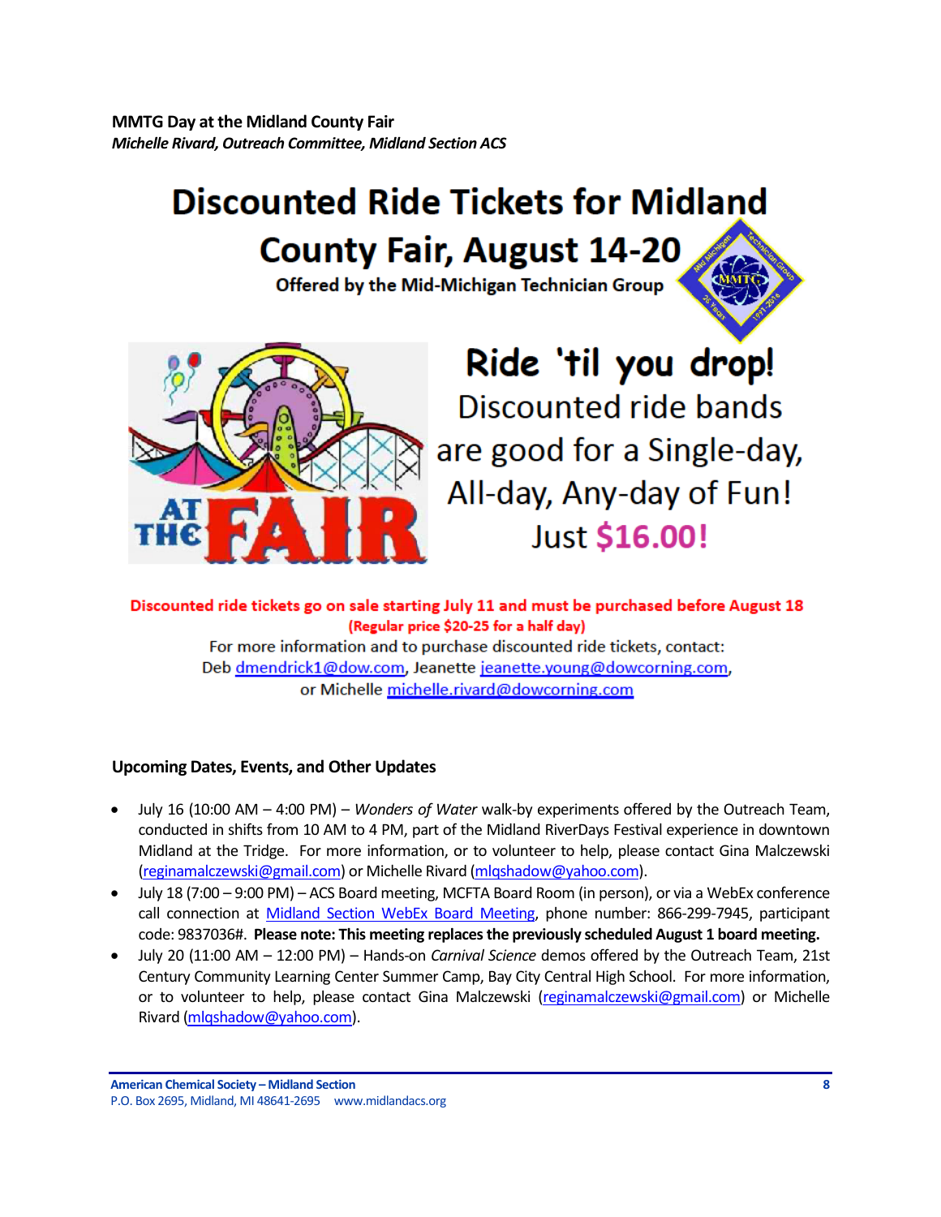## MMTG Day at the Midland County Fair

*Michelle Rivard, Outreach Committee, Midland Section ACS*

# Discounted Ride Tickets for Midland County Fair, August 14-20

**Offered by the Mid-Michigan Technician Group**

**Ride 'til you drop!**

Discounted ride bands are good for a Single-day, All-day, Any-day of Fun! Just **$16.00!**

**Discounted ride tickets go on sale starting July 11 and must be purchased before August 18**

**(Regular price $20-25 for a half day)**

For more information and to purchase discounted ride tickets, contact: Deb dmendrick1@dow.com, Jeanette jeanette.young@dowcorning.com, or Michelle michelle.rivard@dowcorning.com

### Upcoming Dates, Events, and Other Updates

- July 16 (10:00 AM – 4:00 PM) – *Wonders of Water* walk-by experiments offered by the Outreach Team, conducted in shifts from 10 AM to 4 PM, part of the Midland RiverDays Festival experience in downtown Midland at the Tridge. For more information, or to volunteer to help, please contact Gina Malczewski (reginamalczewski@gmail.com) or Michelle Rivard (mlqshadow@yahoo.com).
- July 18 (7:00 – 9:00 PM) – ACS Board meeting, MCFTA Board Room (in person), or via a WebEx conference call connection at Midland Section WebEx Board Meeting, phone number: 866-299-7945, participant code: 9837036#. **Please note: This meeting replaces the previously scheduled August 1 board meeting.**
- July 20 (11:00 AM – 12:00 PM) – Hands-on *Carnival Science* demos offered by the Outreach Team, 21st Century Community Learning Center Summer Camp, Bay City Central High School. For more information, or to volunteer to help, please contact Gina Malczewski (reginamalczewski@gmail.com) or Michelle Rivard (mlqshadow@yahoo.com).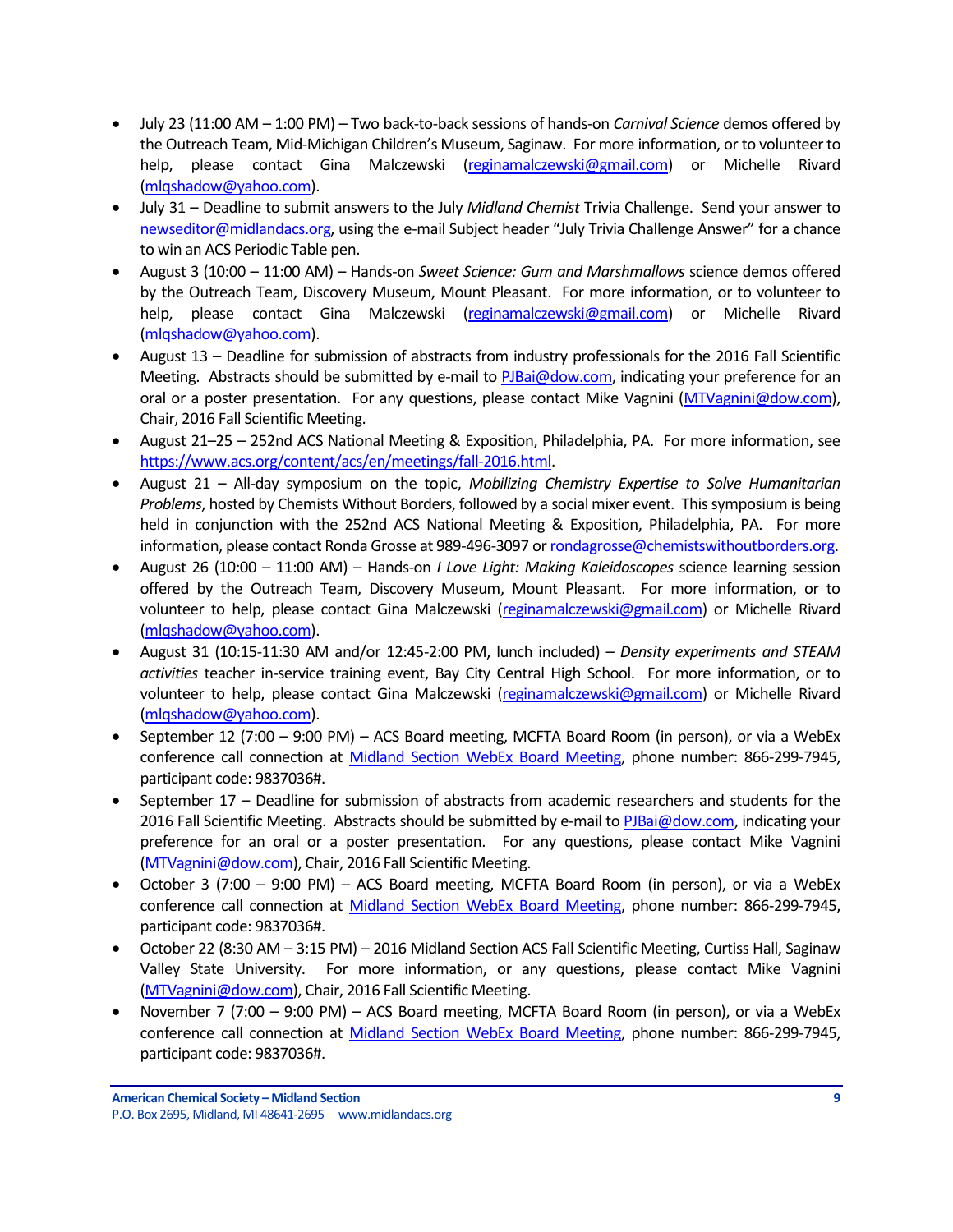- July 23 (11:00 AM – 1:00 PM) – Two back-to-back sessions of hands-on *Carnival Science* demos offered by the Outreach Team, Mid-Michigan Children's Museum, Saginaw. For more information, or to volunteer to help, please contact Gina Malczewski (reginamalczewski@gmail.com) or Michelle Rivard (mlqshadow@yahoo.com).
- July 31 – Deadline to submit answers to the July *Midland Chemist* Trivia Challenge. Send your answer to newseditor@midlandacs.org, using the e-mail Subject header "July Trivia Challenge Answer" for a chance to win an ACS Periodic Table pen.
- August 3 (10:00 – 11:00 AM) – Hands-on *Sweet Science: Gum and Marshmallows* science demos offered by the Outreach Team, Discovery Museum, Mount Pleasant. For more information, or to volunteer to help, please contact Gina Malczewski (reginamalczewski@gmail.com) or Michelle Rivard (mlqshadow@yahoo.com).
- August 13 – Deadline for submission of abstracts from industry professionals for the 2016 Fall Scientific Meeting. Abstracts should be submitted by e-mail to PJBai@dow.com, indicating your preference for an oral or a poster presentation. For any questions, please contact Mike Vagnini (MTVagnini@dow.com), Chair, 2016 Fall Scientific Meeting.
- August 21–25 – 252nd ACS National Meeting & Exposition, Philadelphia, PA. For more information, see https://www.acs.org/content/acs/en/meetings/fall-2016.html.
- August 21 – All-day symposium on the topic, *Mobilizing Chemistry Expertise to Solve Humanitarian Problems*, hosted by Chemists Without Borders, followed by a social mixer event. This symposium is being held in conjunction with the 252nd ACS National Meeting & Exposition, Philadelphia, PA. For more information, please contact Ronda Grosse at 989-496-3097 or rondagrosse@chemistswithoutborders.org.
- August 26 (10:00 – 11:00 AM) – Hands-on *I Love Light: Making Kaleidoscopes* science learning session offered by the Outreach Team, Discovery Museum, Mount Pleasant. For more information, or to volunteer to help, please contact Gina Malczewski (reginamalczewski@gmail.com) or Michelle Rivard (mlqshadow@yahoo.com).
- August 31 (10:15-11:30 AM and/or 12:45-2:00 PM, lunch included) – *Density experiments and STEAM activities* teacher in-service training event, Bay City Central High School. For more information, or to volunteer to help, please contact Gina Malczewski (reginamalczewski@gmail.com) or Michelle Rivard (mlqshadow@yahoo.com).
- September 12 (7:00 – 9:00 PM) – ACS Board meeting, MCFTA Board Room (in person), or via a WebEx conference call connection at Midland Section WebEx Board Meeting, phone number: 866-299-7945, participant code: 9837036#.
- September 17 – Deadline for submission of abstracts from academic researchers and students for the 2016 Fall Scientific Meeting. Abstracts should be submitted by e-mail to PJBai@dow.com, indicating your preference for an oral or a poster presentation. For any questions, please contact Mike Vagnini (MTVagnini@dow.com), Chair, 2016 Fall Scientific Meeting.
- October 3 (7:00 – 9:00 PM) – ACS Board meeting, MCFTA Board Room (in person), or via a WebEx conference call connection at Midland Section WebEx Board Meeting, phone number: 866-299-7945, participant code: 9837036#.
- October 22 (8:30 AM – 3:15 PM) – 2016 Midland Section ACS Fall Scientific Meeting, Curtiss Hall, Saginaw Valley State University. For more information, or any questions, please contact Mike Vagnini (MTVagnini@dow.com), Chair, 2016 Fall Scientific Meeting.
- November 7 (7:00 – 9:00 PM) – ACS Board meeting, MCFTA Board Room (in person), or via a WebEx conference call connection at Midland Section WebEx Board Meeting, phone number: 866-299-7945, participant code: 9837036#.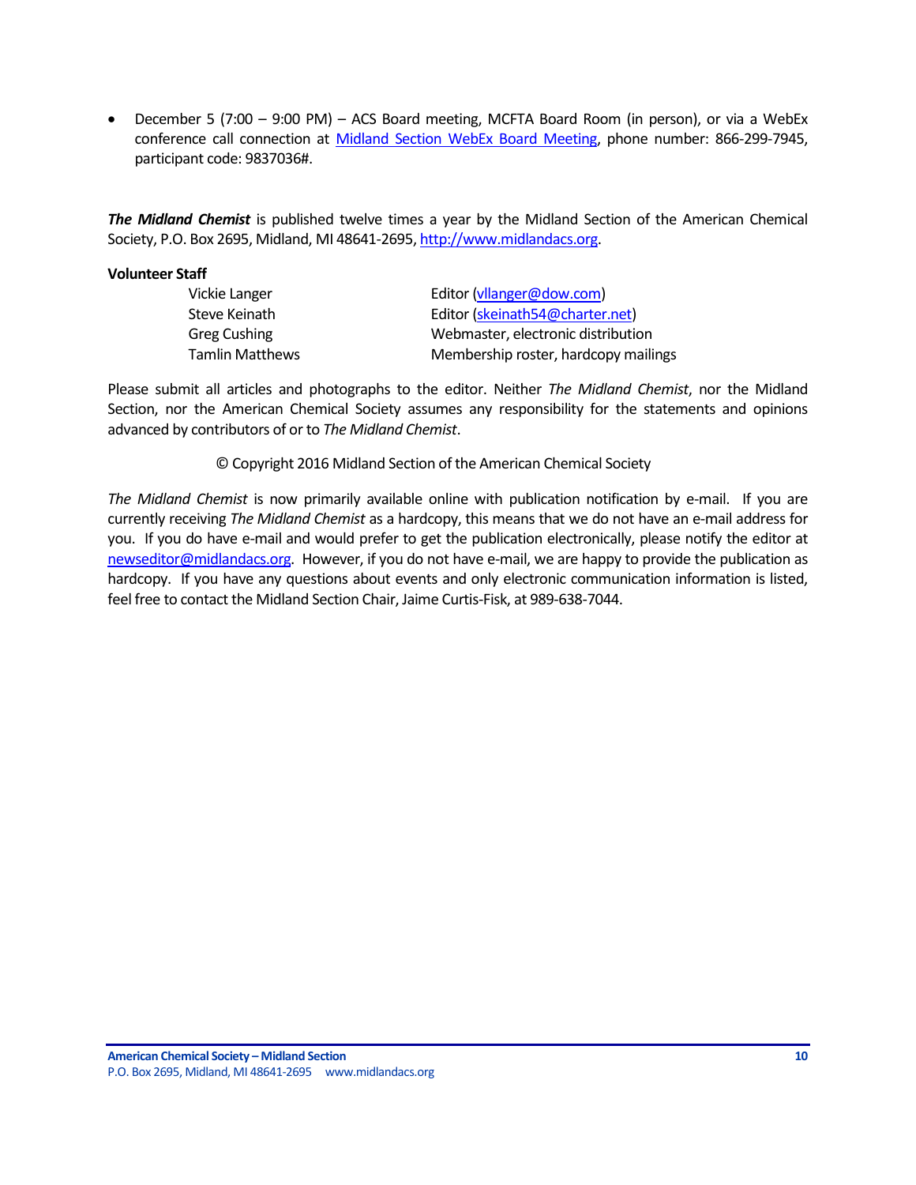- December 5 (7:00 – 9:00 PM) – ACS Board meeting, MCFTA Board Room (in person), or via a WebEx conference call connection at Midland Section WebEx Board Meeting, phone number: 866-299-7945, participant code: 9837036#.

***The Midland Chemist*** is published twelve times a year by the Midland Section of the American Chemical Society, P.O. Box 2695, Midland, MI 48641-2695, http://www.midlandacs.org.

**Volunteer Staff**

| | |
|---|---|
| Vickie Langer | Editor (vllanger@dow.com) |
| Steve Keinath | Editor (skeinath54@charter.net) |
| Greg Cushing | Webmaster, electronic distribution |
| Tamlin Matthews | Membership roster, hardcopy mailings |

Please submit all articles and photographs to the editor. Neither *The Midland Chemist*, nor the Midland Section, nor the American Chemical Society assumes any responsibility for the statements and opinions advanced by contributors of or to *The Midland Chemist*.

© Copyright 2016 Midland Section of the American Chemical Society

*The Midland Chemist* is now primarily available online with publication notification by e-mail. If you are currently receiving *The Midland Chemist* as a hardcopy, this means that we do not have an e-mail address for you. If you do have e-mail and would prefer to get the publication electronically, please notify the editor at newseditor@midlandacs.org. However, if you do not have e-mail, we are happy to provide the publication as hardcopy. If you have any questions about events and only electronic communication information is listed, feel free to contact the Midland Section Chair, Jaime Curtis-Fisk, at 989-638-7044.